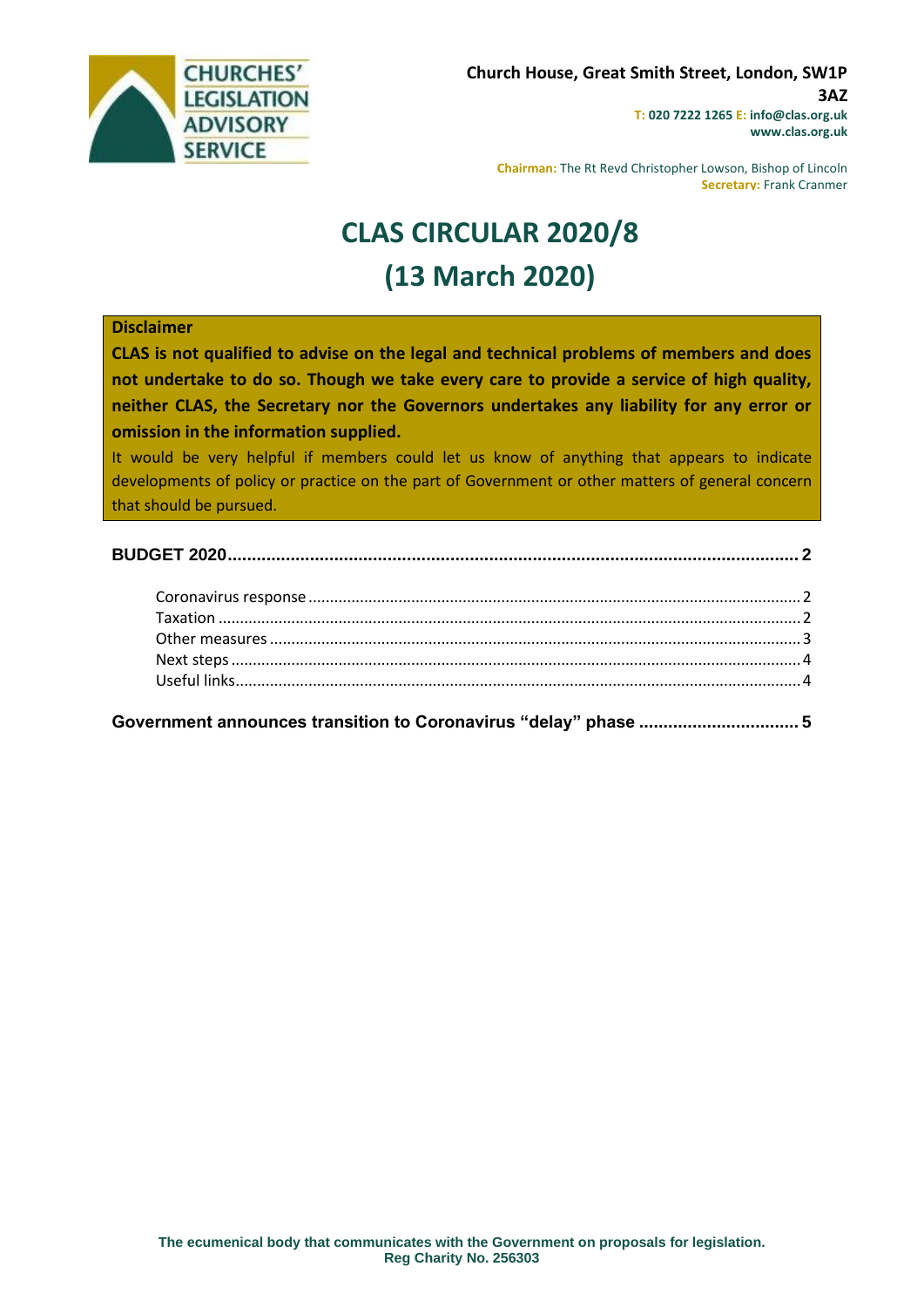CHURCHES' LEGISLATION ADVISORY SERVICE

**Church House, Great Smith Street, London, SW1P 3AZ**
**T: 020 7222 1265 E: info@clas.org.uk**
**www.clas.org.uk**

**Chairman:** The Rt Revd Christopher Lowson, Bishop of Lincoln
**Secretary:** Frank Cranmer

# CLAS CIRCULAR 2020/8
# (13 March 2020)

**Disclaimer**

**CLAS is not qualified to advise on the legal and technical problems of members and does not undertake to do so. Though we take every care to provide a service of high quality, neither CLAS, the Secretary nor the Governors undertakes any liability for any error or omission in the information supplied.**

It would be very helpful if members could let us know of anything that appears to indicate developments of policy or practice on the part of Government or other matters of general concern that should be pursued.

**BUDGET 2020** ........ 2

- Coronavirus response ........ 2
- Taxation ........ 2
- Other measures ........ 3
- Next steps ........ 4
- Useful links ........ 4

**Government announces transition to Coronavirus "delay" phase** ........ 5

**The ecumenical body that communicates with the Government on proposals for legislation.**
**Reg Charity No. 256303**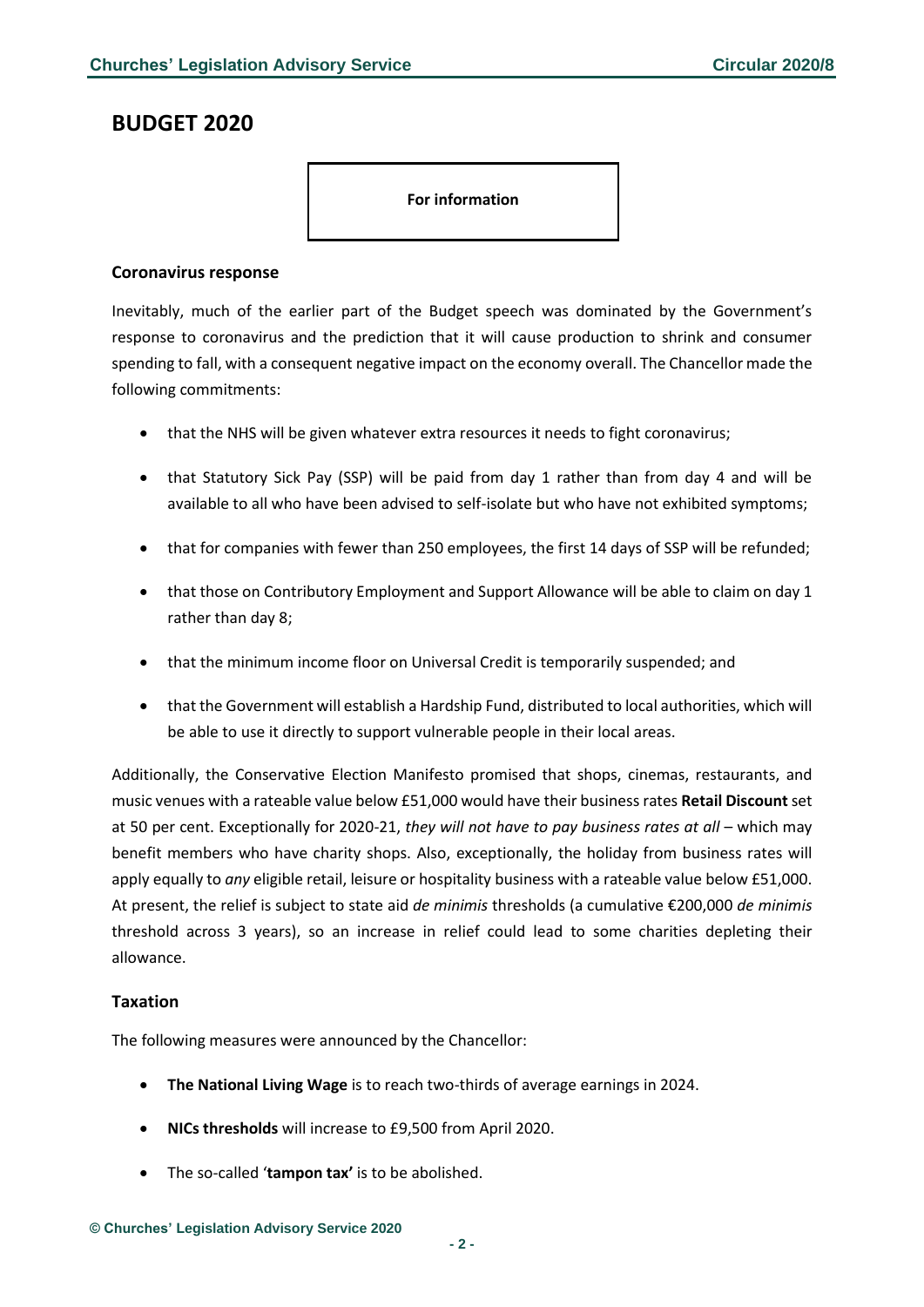# BUDGET 2020

**For information**

### Coronavirus response

Inevitably, much of the earlier part of the Budget speech was dominated by the Government's response to coronavirus and the prediction that it will cause production to shrink and consumer spending to fall, with a consequent negative impact on the economy overall. The Chancellor made the following commitments:

- that the NHS will be given whatever extra resources it needs to fight coronavirus;
- that Statutory Sick Pay (SSP) will be paid from day 1 rather than from day 4 and will be available to all who have been advised to self-isolate but who have not exhibited symptoms;
- that for companies with fewer than 250 employees, the first 14 days of SSP will be refunded;
- that those on Contributory Employment and Support Allowance will be able to claim on day 1 rather than day 8;
- that the minimum income floor on Universal Credit is temporarily suspended; and
- that the Government will establish a Hardship Fund, distributed to local authorities, which will be able to use it directly to support vulnerable people in their local areas.

Additionally, the Conservative Election Manifesto promised that shops, cinemas, restaurants, and music venues with a rateable value below £51,000 would have their business rates **Retail Discount** set at 50 per cent. Exceptionally for 2020-21, *they will not have to pay business rates at all* – which may benefit members who have charity shops. Also, exceptionally, the holiday from business rates will apply equally to *any* eligible retail, leisure or hospitality business with a rateable value below £51,000. At present, the relief is subject to state aid *de minimis* thresholds (a cumulative €200,000 *de minimis* threshold across 3 years), so an increase in relief could lead to some charities depleting their allowance.

### Taxation

The following measures were announced by the Chancellor:

- **The National Living Wage** is to reach two-thirds of average earnings in 2024.
- **NICs thresholds** will increase to £9,500 from April 2020.
- The so-called '**tampon tax'** is to be abolished.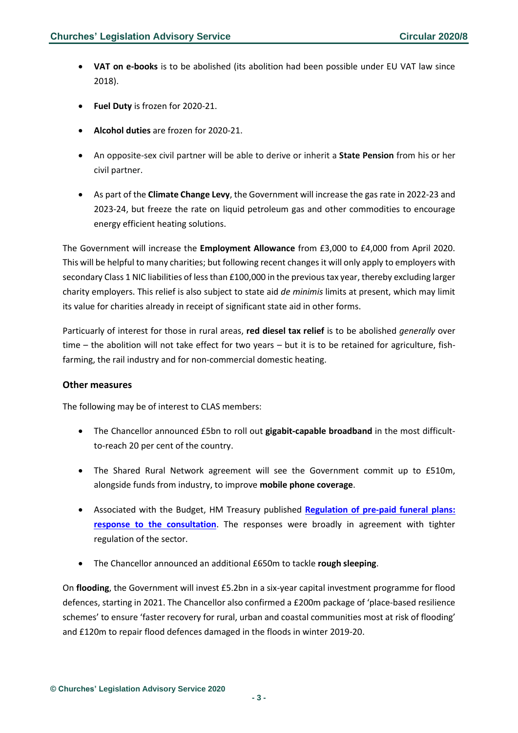- **VAT on e-books** is to be abolished (its abolition had been possible under EU VAT law since 2018).
- **Fuel Duty** is frozen for 2020-21.
- **Alcohol duties** are frozen for 2020-21.
- An opposite-sex civil partner will be able to derive or inherit a **State Pension** from his or her civil partner.
- As part of the **Climate Change Levy**, the Government will increase the gas rate in 2022-23 and 2023-24, but freeze the rate on liquid petroleum gas and other commodities to encourage energy efficient heating solutions.

The Government will increase the **Employment Allowance** from £3,000 to £4,000 from April 2020. This will be helpful to many charities; but following recent changes it will only apply to employers with secondary Class 1 NIC liabilities of less than £100,000 in the previous tax year, thereby excluding larger charity employers. This relief is also subject to state aid *de minimis* limits at present, which may limit its value for charities already in receipt of significant state aid in other forms.

Particularly of interest for those in rural areas, **red diesel tax relief** is to be abolished *generally* over time – the abolition will not take effect for two years – but it is to be retained for agriculture, fish-farming, the rail industry and for non-commercial domestic heating.

### Other measures

The following may be of interest to CLAS members:

- The Chancellor announced £5bn to roll out **gigabit-capable broadband** in the most difficult-to-reach 20 per cent of the country.
- The Shared Rural Network agreement will see the Government commit up to £510m, alongside funds from industry, to improve **mobile phone coverage**.
- Associated with the Budget, HM Treasury published **Regulation of pre-paid funeral plans: response to the consultation**. The responses were broadly in agreement with tighter regulation of the sector.
- The Chancellor announced an additional £650m to tackle **rough sleeping**.

On **flooding**, the Government will invest £5.2bn in a six-year capital investment programme for flood defences, starting in 2021. The Chancellor also confirmed a £200m package of 'place-based resilience schemes' to ensure 'faster recovery for rural, urban and coastal communities most at risk of flooding' and £120m to repair flood defences damaged in the floods in winter 2019-20.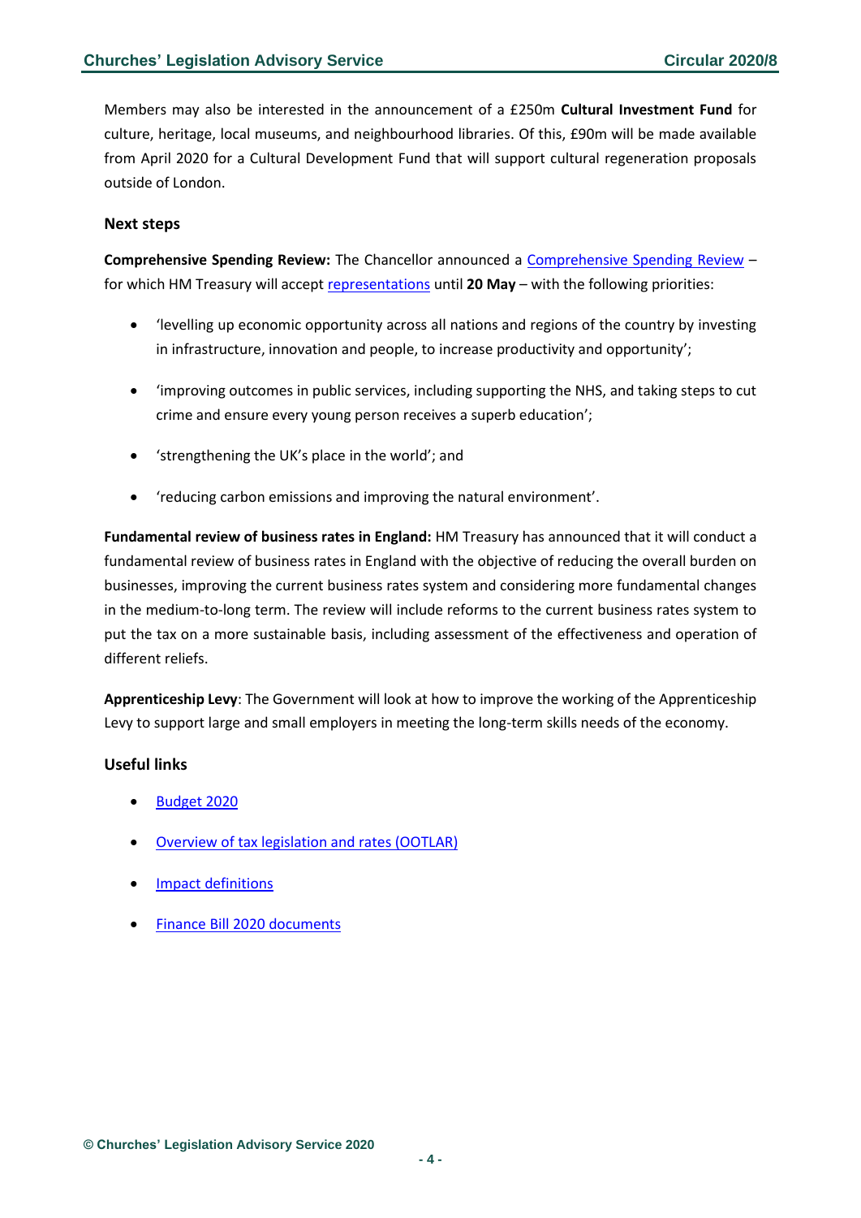Members may also be interested in the announcement of a £250m **Cultural Investment Fund** for culture, heritage, local museums, and neighbourhood libraries. Of this, £90m will be made available from April 2020 for a Cultural Development Fund that will support cultural regeneration proposals outside of London.

### Next steps

**Comprehensive Spending Review:** The Chancellor announced a Comprehensive Spending Review – for which HM Treasury will accept representations until **20 May** – with the following priorities:

- 'levelling up economic opportunity across all nations and regions of the country by investing in infrastructure, innovation and people, to increase productivity and opportunity';
- 'improving outcomes in public services, including supporting the NHS, and taking steps to cut crime and ensure every young person receives a superb education';
- 'strengthening the UK's place in the world'; and
- 'reducing carbon emissions and improving the natural environment'.

**Fundamental review of business rates in England:** HM Treasury has announced that it will conduct a fundamental review of business rates in England with the objective of reducing the overall burden on businesses, improving the current business rates system and considering more fundamental changes in the medium-to-long term. The review will include reforms to the current business rates system to put the tax on a more sustainable basis, including assessment of the effectiveness and operation of different reliefs.

**Apprenticeship Levy**: The Government will look at how to improve the working of the Apprenticeship Levy to support large and small employers in meeting the long-term skills needs of the economy.

### Useful links

- Budget 2020
- Overview of tax legislation and rates (OOTLAR)
- Impact definitions
- Finance Bill 2020 documents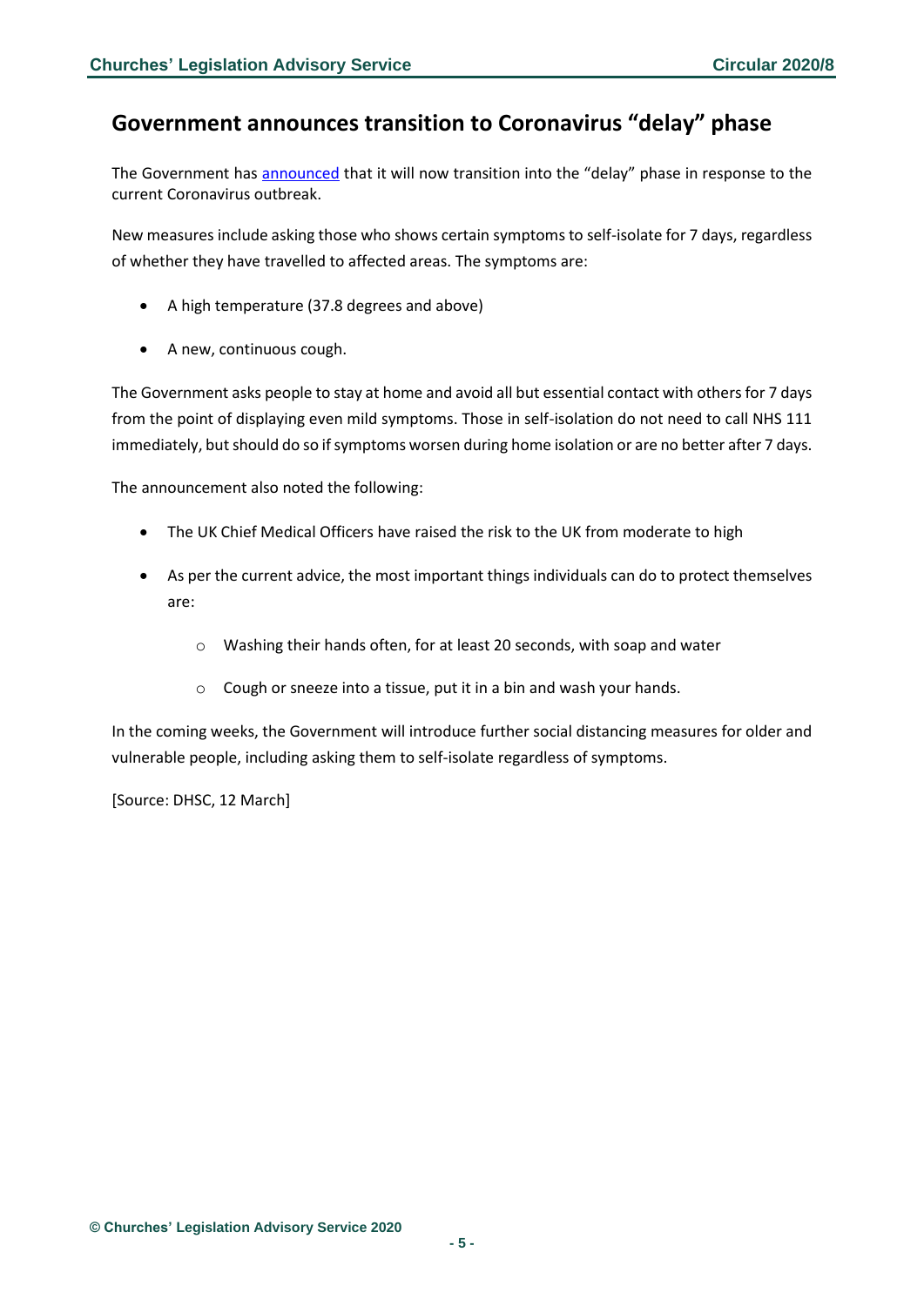## Government announces transition to Coronavirus "delay" phase

The Government has announced that it will now transition into the "delay" phase in response to the current Coronavirus outbreak.

New measures include asking those who shows certain symptoms to self-isolate for 7 days, regardless of whether they have travelled to affected areas. The symptoms are:

- A high temperature (37.8 degrees and above)
- A new, continuous cough.

The Government asks people to stay at home and avoid all but essential contact with others for 7 days from the point of displaying even mild symptoms. Those in self-isolation do not need to call NHS 111 immediately, but should do so if symptoms worsen during home isolation or are no better after 7 days.

The announcement also noted the following:

- The UK Chief Medical Officers have raised the risk to the UK from moderate to high
- As per the current advice, the most important things individuals can do to protect themselves are:
  - Washing their hands often, for at least 20 seconds, with soap and water
  - Cough or sneeze into a tissue, put it in a bin and wash your hands.

In the coming weeks, the Government will introduce further social distancing measures for older and vulnerable people, including asking them to self-isolate regardless of symptoms.

[Source: DHSC, 12 March]